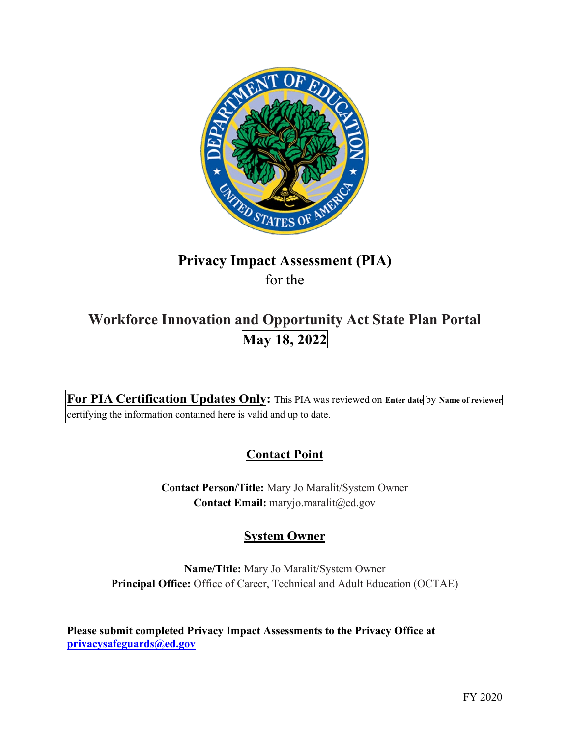# Privacy Impact Assessment (PIA)

for the

## Workforce Innovation and Opportunity Act State Plan Portal

**May 18, 2022**

**For PIA Certification Updates Only:** This PIA was reviewed on **Enter date** by **Name of reviewer** certifying the information contained here is valid and up to date.

## Contact Point

**Contact Person/Title:** Mary Jo Maralit/System Owner
**Contact Email:** maryjo.maralit@ed.gov

## System Owner

**Name/Title:** Mary Jo Maralit/System Owner
**Principal Office:** Office of Career, Technical and Adult Education (OCTAE)

**Please submit completed Privacy Impact Assessments to the Privacy Office at privacysafeguards@ed.gov**

FY 2020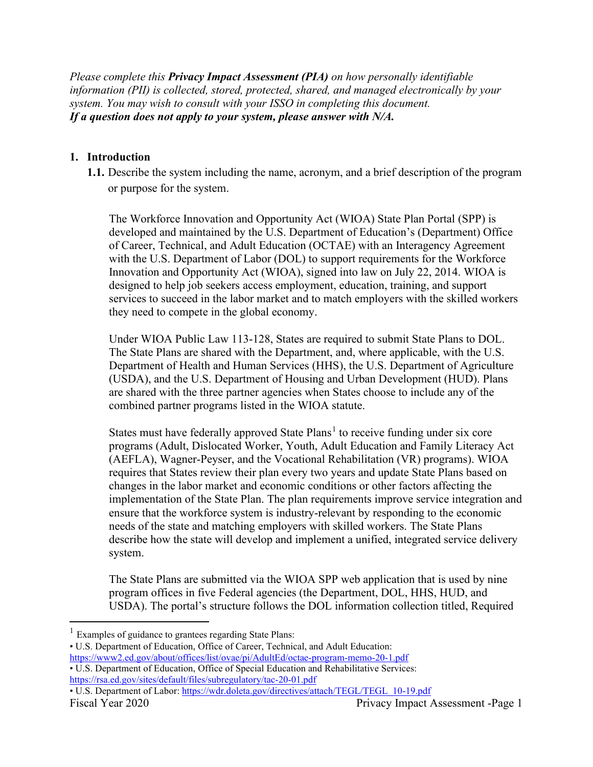*Please complete this* ***Privacy Impact Assessment (PIA)*** *on how personally identifiable information (PII) is collected, stored, protected, shared, and managed electronically by your system. You may wish to consult with your ISSO in completing this document.*
***If a question does not apply to your system, please answer with N/A.***

## 1. Introduction

**1.1.** Describe the system including the name, acronym, and a brief description of the program or purpose for the system.

The Workforce Innovation and Opportunity Act (WIOA) State Plan Portal (SPP) is developed and maintained by the U.S. Department of Education's (Department) Office of Career, Technical, and Adult Education (OCTAE) with an Interagency Agreement with the U.S. Department of Labor (DOL) to support requirements for the Workforce Innovation and Opportunity Act (WIOA), signed into law on July 22, 2014. WIOA is designed to help job seekers access employment, education, training, and support services to succeed in the labor market and to match employers with the skilled workers they need to compete in the global economy.

Under WIOA Public Law 113-128, States are required to submit State Plans to DOL. The State Plans are shared with the Department, and, where applicable, with the U.S. Department of Health and Human Services (HHS), the U.S. Department of Agriculture (USDA), and the U.S. Department of Housing and Urban Development (HUD). Plans are shared with the three partner agencies when States choose to include any of the combined partner programs listed in the WIOA statute.

States must have federally approved State Plans[1] to receive funding under six core programs (Adult, Dislocated Worker, Youth, Adult Education and Family Literacy Act (AEFLA), Wagner-Peyser, and the Vocational Rehabilitation (VR) programs). WIOA requires that States review their plan every two years and update State Plans based on changes in the labor market and economic conditions or other factors affecting the implementation of the State Plan. The plan requirements improve service integration and ensure that the workforce system is industry-relevant by responding to the economic needs of the state and matching employers with skilled workers. The State Plans describe how the state will develop and implement a unified, integrated service delivery system.

The State Plans are submitted via the WIOA SPP web application that is used by nine program offices in five Federal agencies (the Department, DOL, HHS, HUD, and USDA). The portal's structure follows the DOL information collection titled, Required

---

[1] Examples of guidance to grantees regarding State Plans:
- U.S. Department of Education, Office of Career, Technical, and Adult Education: https://www2.ed.gov/about/offices/list/ovae/pi/AdultEd/octae-program-memo-20-1.pdf
- U.S. Department of Education, Office of Special Education and Rehabilitative Services: https://rsa.ed.gov/sites/default/files/subregulatory/tac-20-01.pdf
- U.S. Department of Labor: https://wdr.doleta.gov/directives/attach/TEGL/TEGL_10-19.pdf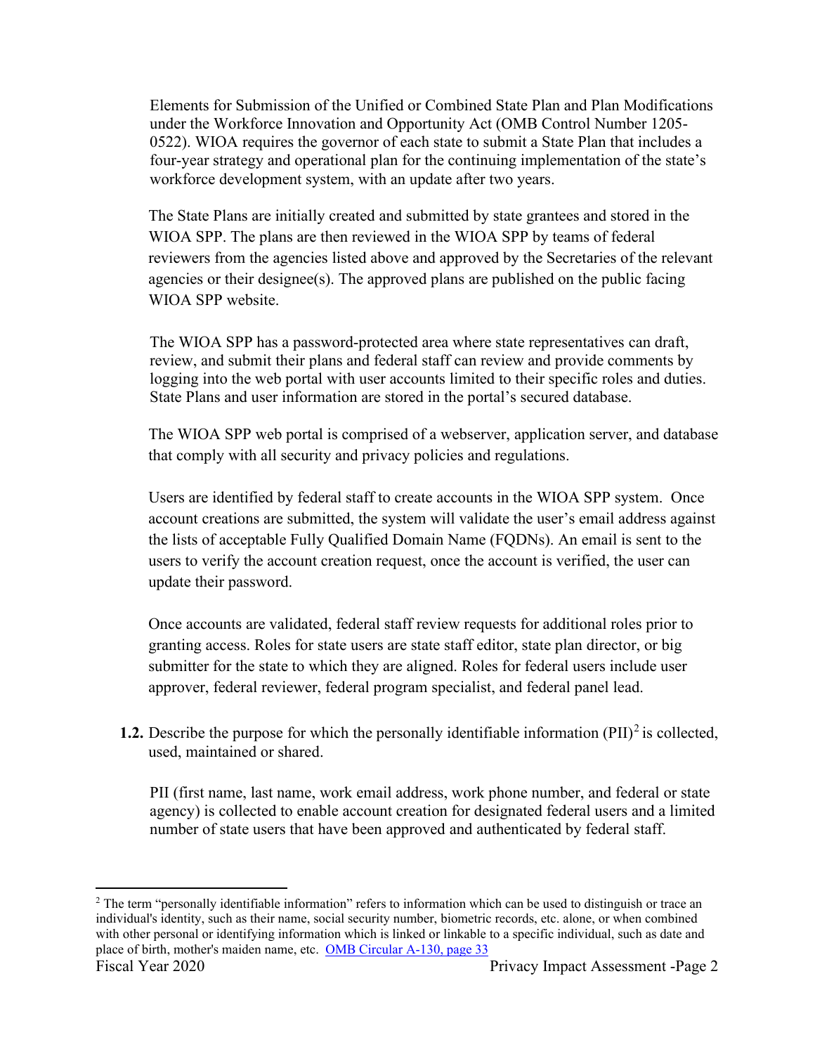Elements for Submission of the Unified or Combined State Plan and Plan Modifications under the Workforce Innovation and Opportunity Act (OMB Control Number 1205-0522). WIOA requires the governor of each state to submit a State Plan that includes a four-year strategy and operational plan for the continuing implementation of the state's workforce development system, with an update after two years.

The State Plans are initially created and submitted by state grantees and stored in the WIOA SPP. The plans are then reviewed in the WIOA SPP by teams of federal reviewers from the agencies listed above and approved by the Secretaries of the relevant agencies or their designee(s). The approved plans are published on the public facing WIOA SPP website.

The WIOA SPP has a password-protected area where state representatives can draft, review, and submit their plans and federal staff can review and provide comments by logging into the web portal with user accounts limited to their specific roles and duties. State Plans and user information are stored in the portal's secured database.

The WIOA SPP web portal is comprised of a webserver, application server, and database that comply with all security and privacy policies and regulations.

Users are identified by federal staff to create accounts in the WIOA SPP system. Once account creations are submitted, the system will validate the user's email address against the lists of acceptable Fully Qualified Domain Name (FQDNs). An email is sent to the users to verify the account creation request, once the account is verified, the user can update their password.

Once accounts are validated, federal staff review requests for additional roles prior to granting access. Roles for state users are state staff editor, state plan director, or big submitter for the state to which they are aligned. Roles for federal users include user approver, federal reviewer, federal program specialist, and federal panel lead.

**1.2.** Describe the purpose for which the personally identifiable information (PII)[2] is collected, used, maintained or shared.

PII (first name, last name, work email address, work phone number, and federal or state agency) is collected to enable account creation for designated federal users and a limited number of state users that have been approved and authenticated by federal staff.

---

[2] The term "personally identifiable information" refers to information which can be used to distinguish or trace an individual's identity, such as their name, social security number, biometric records, etc. alone, or when combined with other personal or identifying information which is linked or linkable to a specific individual, such as date and place of birth, mother's maiden name, etc. OMB Circular A-130, page 33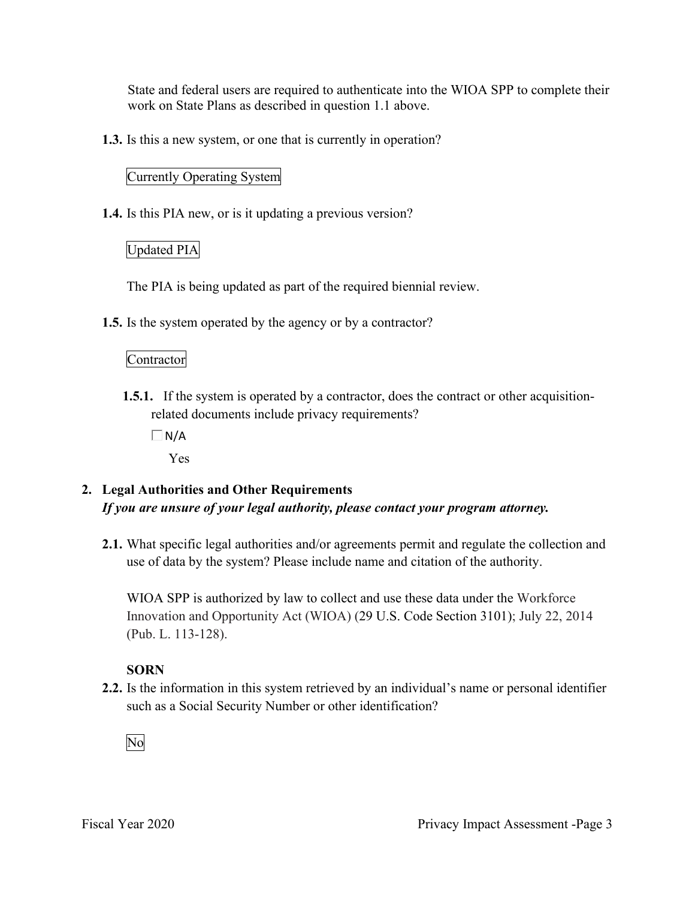State and federal users are required to authenticate into the WIOA SPP to complete their work on State Plans as described in question 1.1 above.

**1.3.** Is this a new system, or one that is currently in operation?

Currently Operating System

**1.4.** Is this PIA new, or is it updating a previous version?

Updated PIA

The PIA is being updated as part of the required biennial review.

**1.5.** Is the system operated by the agency or by a contractor?

Contractor

**1.5.1.** If the system is operated by a contractor, does the contract or other acquisition-related documents include privacy requirements?

☐ N/A

Yes

## 2. Legal Authorities and Other Requirements

***If you are unsure of your legal authority, please contact your program attorney.***

**2.1.** What specific legal authorities and/or agreements permit and regulate the collection and use of data by the system? Please include name and citation of the authority.

WIOA SPP is authorized by law to collect and use these data under the Workforce Innovation and Opportunity Act (WIOA) (29 U.S. Code Section 3101); July 22, 2014 (Pub. L. 113-128).

**SORN**

**2.2.** Is the information in this system retrieved by an individual's name or personal identifier such as a Social Security Number or other identification?

No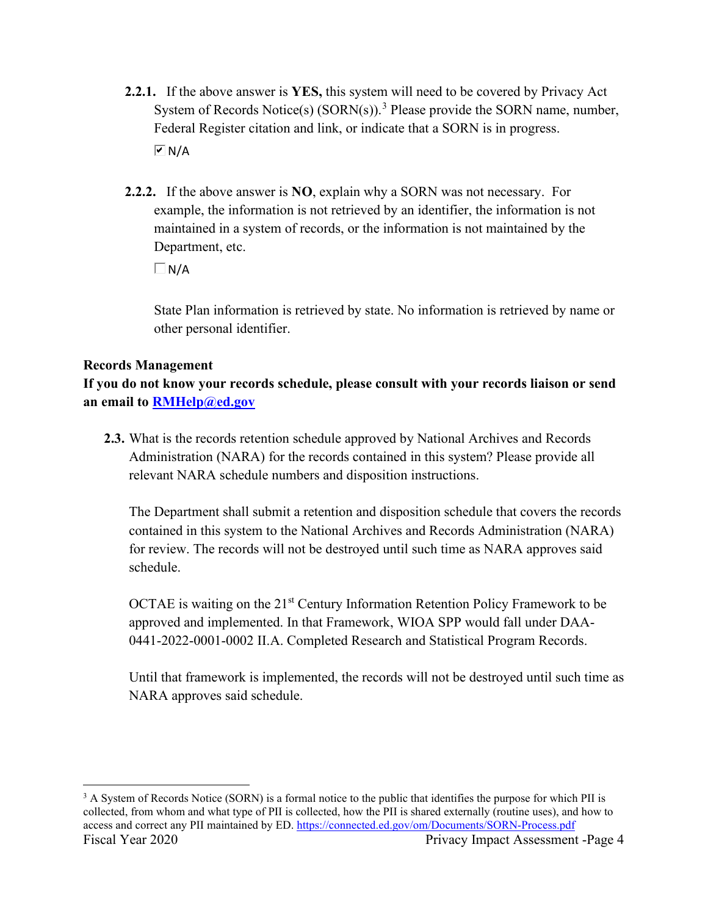**2.2.1.** If the above answer is **YES,** this system will need to be covered by Privacy Act System of Records Notice(s) (SORN(s)).[3] Please provide the SORN name, number, Federal Register citation and link, or indicate that a SORN is in progress.

☑ N/A

**2.2.2.** If the above answer is **NO**, explain why a SORN was not necessary. For example, the information is not retrieved by an identifier, the information is not maintained in a system of records, or the information is not maintained by the Department, etc.

☐ N/A

State Plan information is retrieved by state. No information is retrieved by name or other personal identifier.

**Records Management**

**If you do not know your records schedule, please consult with your records liaison or send an email to [RMHelp@ed.gov](mailto:RMHelp@ed.gov)**

**2.3.** What is the records retention schedule approved by National Archives and Records Administration (NARA) for the records contained in this system? Please provide all relevant NARA schedule numbers and disposition instructions.

The Department shall submit a retention and disposition schedule that covers the records contained in this system to the National Archives and Records Administration (NARA) for review. The records will not be destroyed until such time as NARA approves said schedule.

OCTAE is waiting on the 21st Century Information Retention Policy Framework to be approved and implemented. In that Framework, WIOA SPP would fall under DAA-0441-2022-0001-0002 II.A. Completed Research and Statistical Program Records.

Until that framework is implemented, the records will not be destroyed until such time as NARA approves said schedule.

---

[3] A System of Records Notice (SORN) is a formal notice to the public that identifies the purpose for which PII is collected, from whom and what type of PII is collected, how the PII is shared externally (routine uses), and how to access and correct any PII maintained by ED. https://connected.ed.gov/om/Documents/SORN-Process.pdf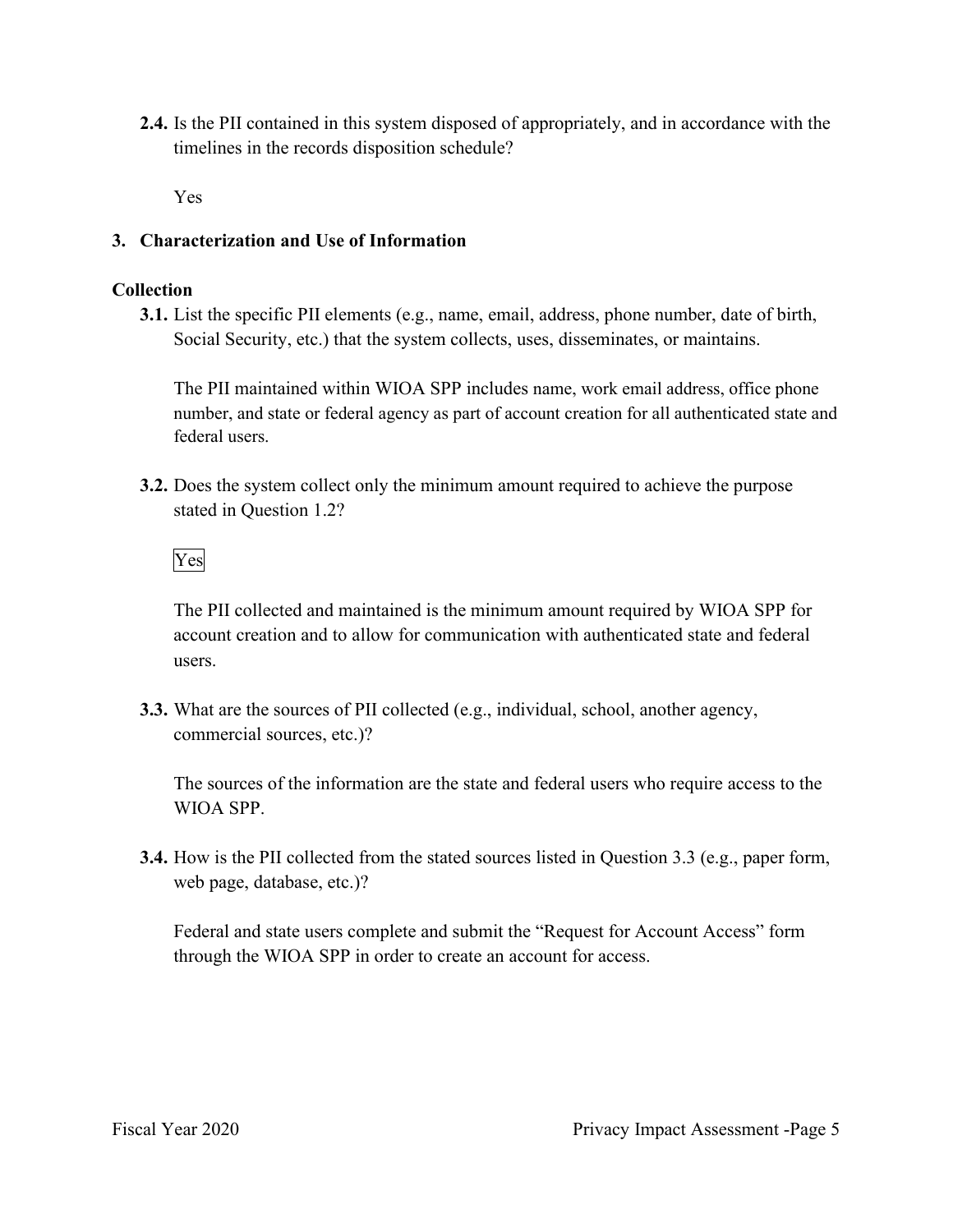**2.4.** Is the PII contained in this system disposed of appropriately, and in accordance with the timelines in the records disposition schedule?

Yes

## 3. Characterization and Use of Information

### Collection

**3.1.** List the specific PII elements (e.g., name, email, address, phone number, date of birth, Social Security, etc.) that the system collects, uses, disseminates, or maintains.

The PII maintained within WIOA SPP includes name, work email address, office phone number, and state or federal agency as part of account creation for all authenticated state and federal users.

**3.2.** Does the system collect only the minimum amount required to achieve the purpose stated in Question 1.2?

Yes

The PII collected and maintained is the minimum amount required by WIOA SPP for account creation and to allow for communication with authenticated state and federal users.

**3.3.** What are the sources of PII collected (e.g., individual, school, another agency, commercial sources, etc.)?

The sources of the information are the state and federal users who require access to the WIOA SPP.

**3.4.** How is the PII collected from the stated sources listed in Question 3.3 (e.g., paper form, web page, database, etc.)?

Federal and state users complete and submit the "Request for Account Access" form through the WIOA SPP in order to create an account for access.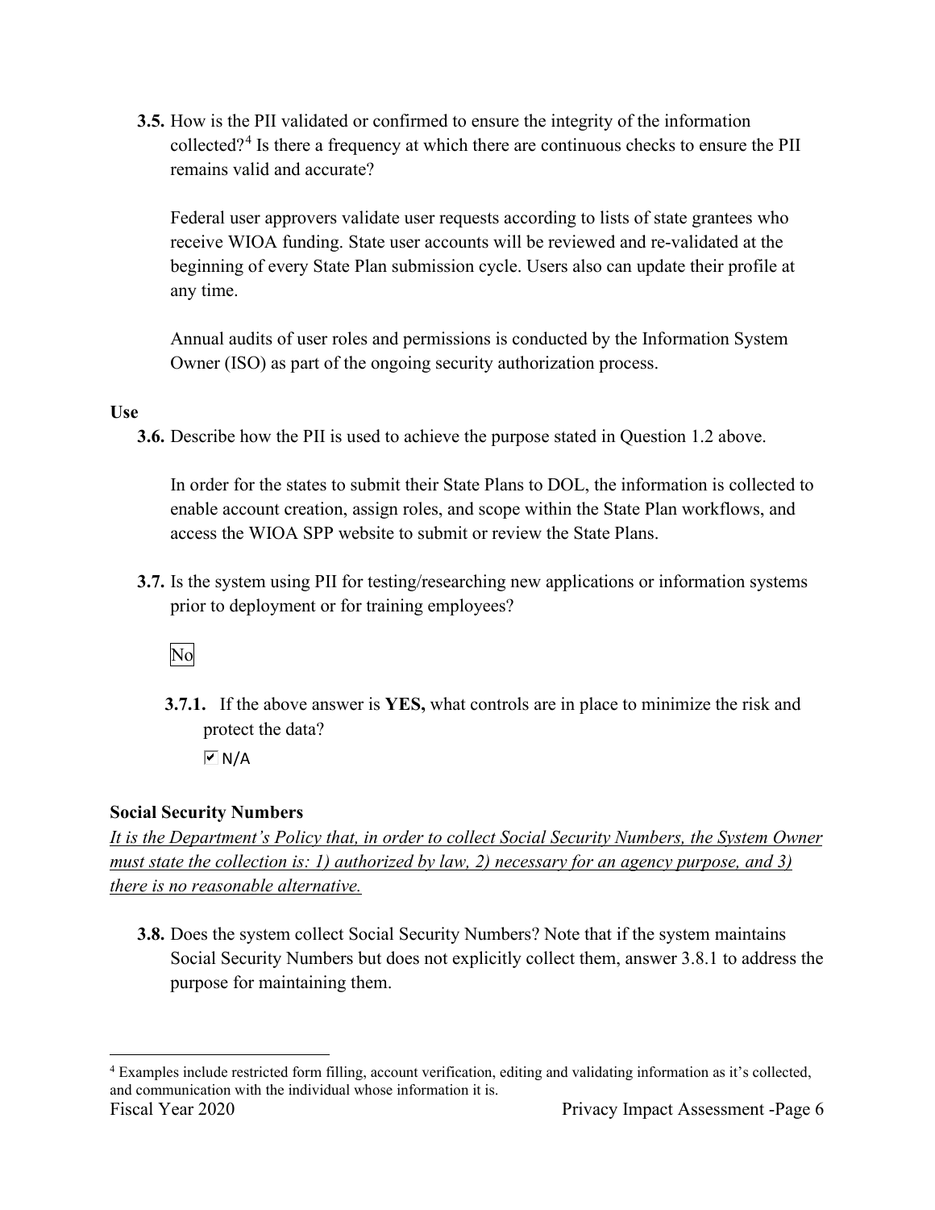**3.5.** How is the PII validated or confirmed to ensure the integrity of the information collected?[4] Is there a frequency at which there are continuous checks to ensure the PII remains valid and accurate?

Federal user approvers validate user requests according to lists of state grantees who receive WIOA funding. State user accounts will be reviewed and re-validated at the beginning of every State Plan submission cycle. Users also can update their profile at any time.

Annual audits of user roles and permissions is conducted by the Information System Owner (ISO) as part of the ongoing security authorization process.

**Use**

**3.6.** Describe how the PII is used to achieve the purpose stated in Question 1.2 above.

In order for the states to submit their State Plans to DOL, the information is collected to enable account creation, assign roles, and scope within the State Plan workflows, and access the WIOA SPP website to submit or review the State Plans.

**3.7.** Is the system using PII for testing/researching new applications or information systems prior to deployment or for training employees?

No

**3.7.1.** If the above answer is **YES,** what controls are in place to minimize the risk and protect the data?

☑ N/A

**Social Security Numbers**

*It is the Department's Policy that, in order to collect Social Security Numbers, the System Owner must state the collection is: 1) authorized by law, 2) necessary for an agency purpose, and 3) there is no reasonable alternative.*

**3.8.** Does the system collect Social Security Numbers? Note that if the system maintains Social Security Numbers but does not explicitly collect them, answer 3.8.1 to address the purpose for maintaining them.

---

[4] Examples include restricted form filling, account verification, editing and validating information as it's collected, and communication with the individual whose information it is.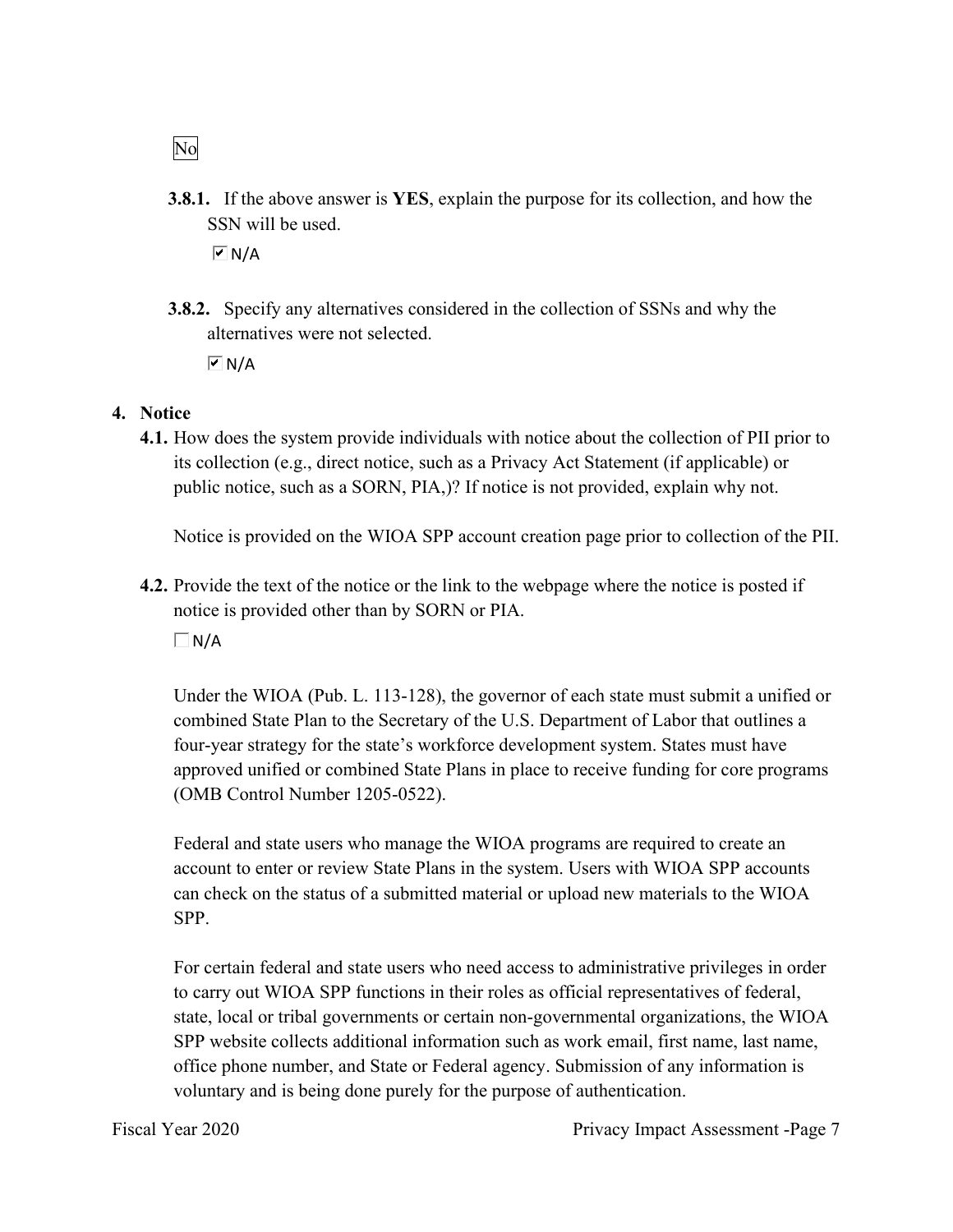No

**3.8.1.** If the above answer is **YES**, explain the purpose for its collection, and how the SSN will be used.

☑ N/A

**3.8.2.** Specify any alternatives considered in the collection of SSNs and why the alternatives were not selected.

☑ N/A

## 4. Notice

**4.1.** How does the system provide individuals with notice about the collection of PII prior to its collection (e.g., direct notice, such as a Privacy Act Statement (if applicable) or public notice, such as a SORN, PIA,)? If notice is not provided, explain why not.

Notice is provided on the WIOA SPP account creation page prior to collection of the PII.

**4.2.** Provide the text of the notice or the link to the webpage where the notice is posted if notice is provided other than by SORN or PIA.

☐ N/A

Under the WIOA (Pub. L. 113-128), the governor of each state must submit a unified or combined State Plan to the Secretary of the U.S. Department of Labor that outlines a four-year strategy for the state's workforce development system. States must have approved unified or combined State Plans in place to receive funding for core programs (OMB Control Number 1205-0522).

Federal and state users who manage the WIOA programs are required to create an account to enter or review State Plans in the system. Users with WIOA SPP accounts can check on the status of a submitted material or upload new materials to the WIOA SPP.

For certain federal and state users who need access to administrative privileges in order to carry out WIOA SPP functions in their roles as official representatives of federal, state, local or tribal governments or certain non-governmental organizations, the WIOA SPP website collects additional information such as work email, first name, last name, office phone number, and State or Federal agency. Submission of any information is voluntary and is being done purely for the purpose of authentication.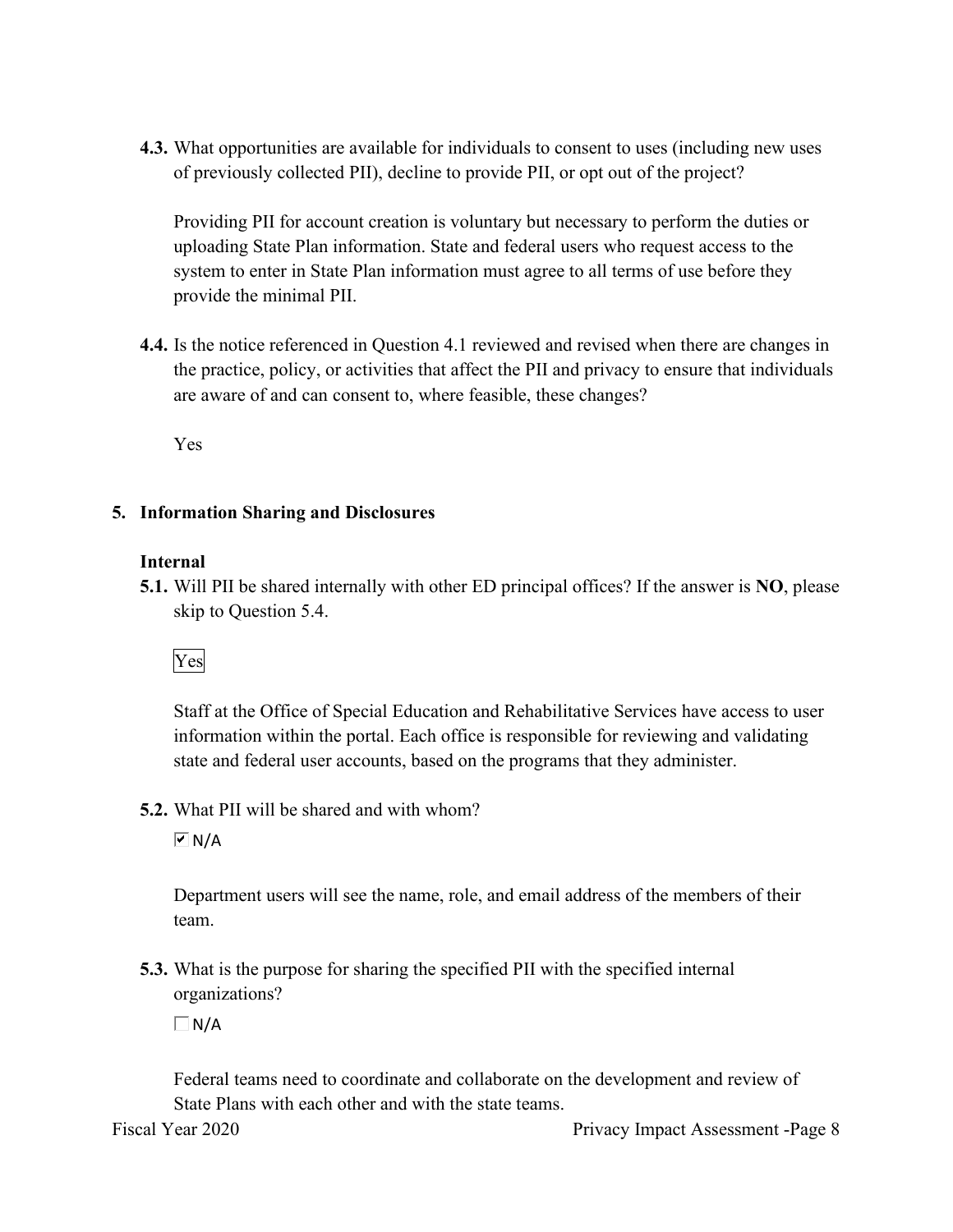**4.3.** What opportunities are available for individuals to consent to uses (including new uses of previously collected PII), decline to provide PII, or opt out of the project?

Providing PII for account creation is voluntary but necessary to perform the duties or uploading State Plan information. State and federal users who request access to the system to enter in State Plan information must agree to all terms of use before they provide the minimal PII.

**4.4.** Is the notice referenced in Question 4.1 reviewed and revised when there are changes in the practice, policy, or activities that affect the PII and privacy to ensure that individuals are aware of and can consent to, where feasible, these changes?

Yes

## 5. Information Sharing and Disclosures

### Internal

**5.1.** Will PII be shared internally with other ED principal offices? If the answer is **NO**, please skip to Question 5.4.

Yes

Staff at the Office of Special Education and Rehabilitative Services have access to user information within the portal. Each office is responsible for reviewing and validating state and federal user accounts, based on the programs that they administer.

**5.2.** What PII will be shared and with whom?

☑ N/A

Department users will see the name, role, and email address of the members of their team.

**5.3.** What is the purpose for sharing the specified PII with the specified internal organizations?

☐ N/A

Federal teams need to coordinate and collaborate on the development and review of State Plans with each other and with the state teams.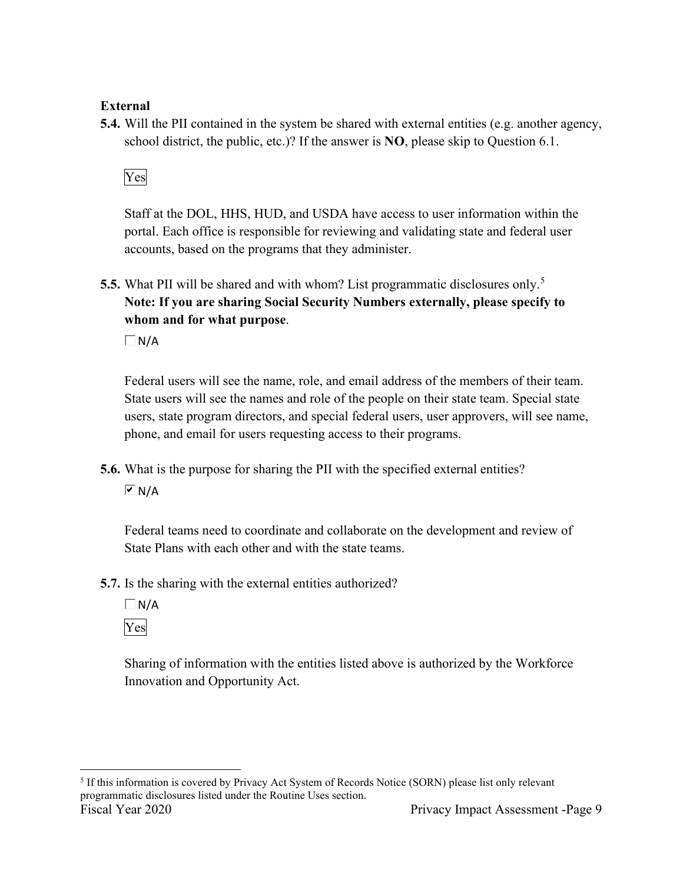**External**

**5.4.** Will the PII contained in the system be shared with external entities (e.g. another agency, school district, the public, etc.)? If the answer is **NO**, please skip to Question 6.1.

Yes

Staff at the DOL, HHS, HUD, and USDA have access to user information within the portal. Each office is responsible for reviewing and validating state and federal user accounts, based on the programs that they administer.

**5.5.** What PII will be shared and with whom? List programmatic disclosures only.[5] **Note: If you are sharing Social Security Numbers externally, please specify to whom and for what purpose**.

☐ N/A

Federal users will see the name, role, and email address of the members of their team. State users will see the names and role of the people on their state team. Special state users, state program directors, and special federal users, user approvers, will see name, phone, and email for users requesting access to their programs.

**5.6.** What is the purpose for sharing the PII with the specified external entities?

☑ N/A

Federal teams need to coordinate and collaborate on the development and review of State Plans with each other and with the state teams.

**5.7.** Is the sharing with the external entities authorized?

☐ N/A

Yes

Sharing of information with the entities listed above is authorized by the Workforce Innovation and Opportunity Act.

---

[5] If this information is covered by Privacy Act System of Records Notice (SORN) please list only relevant programmatic disclosures listed under the Routine Uses section.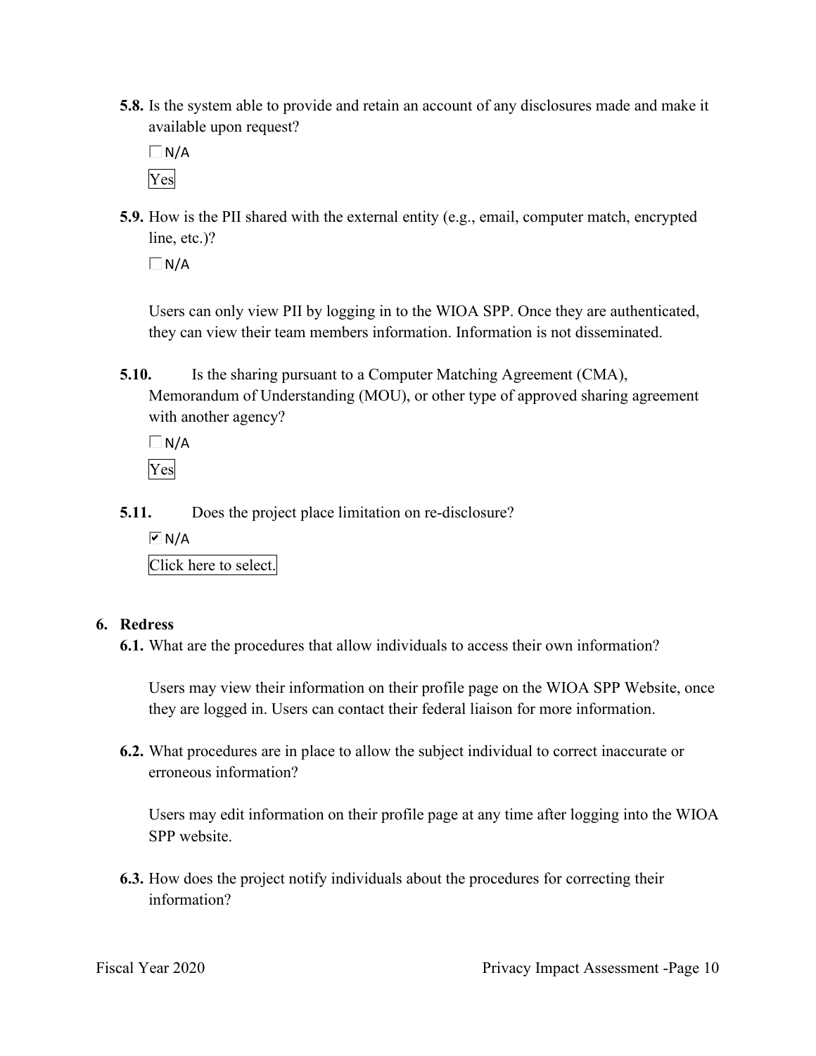**5.8.** Is the system able to provide and retain an account of any disclosures made and make it available upon request?

☐ N/A

Yes

**5.9.** How is the PII shared with the external entity (e.g., email, computer match, encrypted line, etc.)?

☐ N/A

Users can only view PII by logging in to the WIOA SPP. Once they are authenticated, they can view their team members information. Information is not disseminated.

**5.10.** Is the sharing pursuant to a Computer Matching Agreement (CMA), Memorandum of Understanding (MOU), or other type of approved sharing agreement with another agency?

☐ N/A

Yes

**5.11.** Does the project place limitation on re-disclosure?

☑ N/A

Click here to select.

## 6. Redress

**6.1.** What are the procedures that allow individuals to access their own information?

Users may view their information on their profile page on the WIOA SPP Website, once they are logged in. Users can contact their federal liaison for more information.

**6.2.** What procedures are in place to allow the subject individual to correct inaccurate or erroneous information?

Users may edit information on their profile page at any time after logging into the WIOA SPP website.

**6.3.** How does the project notify individuals about the procedures for correcting their information?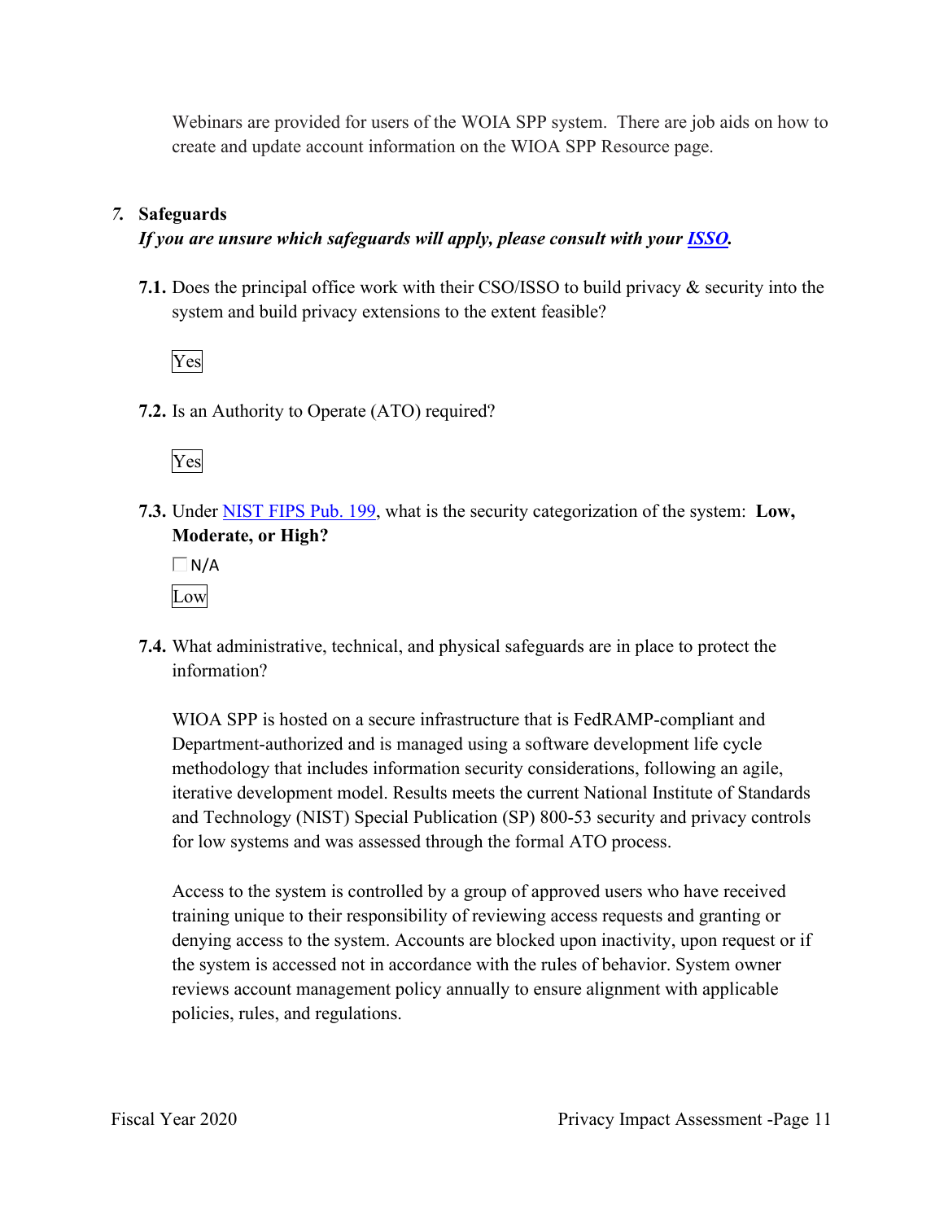Webinars are provided for users of the WOIA SPP system. There are job aids on how to create and update account information on the WIOA SPP Resource page.

## *7.* Safeguards

***If you unsure which safeguards will apply, please consult with your [ISSO](#).***

**7.1.** Does the principal office work with their CSO/ISSO to build privacy & security into the system and build privacy extensions to the extent feasible?

Yes

**7.2.** Is an Authority to Operate (ATO) required?

Yes

**7.3.** Under [NIST FIPS Pub. 199](#), what is the security categorization of the system: **Low, Moderate, or High?**

☐ N/A

Low

**7.4.** What administrative, technical, and physical safeguards are in place to protect the information?

WIOA SPP is hosted on a secure infrastructure that is FedRAMP-compliant and Department-authorized and is managed using a software development life cycle methodology that includes information security considerations, following an agile, iterative development model. Results meets the current National Institute of Standards and Technology (NIST) Special Publication (SP) 800-53 security and privacy controls for low systems and was assessed through the formal ATO process.

Access to the system is controlled by a group of approved users who have received training unique to their responsibility of reviewing access requests and granting or denying access to the system. Accounts are blocked upon inactivity, upon request or if the system is accessed not in accordance with the rules of behavior. System owner reviews account management policy annually to ensure alignment with applicable policies, rules, and regulations.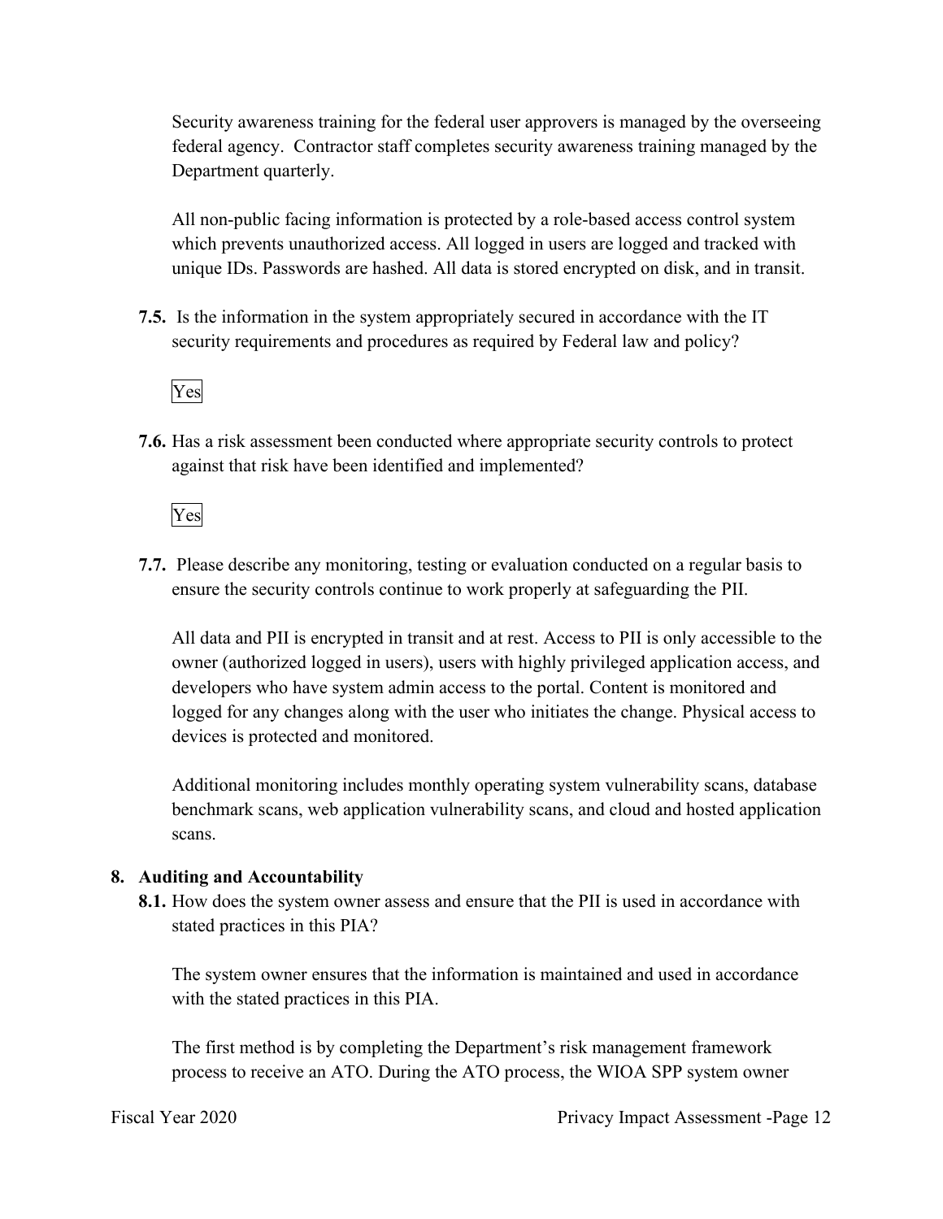Security awareness training for the federal user approvers is managed by the overseeing federal agency. Contractor staff completes security awareness training managed by the Department quarterly.

All non-public facing information is protected by a role-based access control system which prevents unauthorized access. All logged in users are logged and tracked with unique IDs. Passwords are hashed. All data is stored encrypted on disk, and in transit.

**7.5.** Is the information in the system appropriately secured in accordance with the IT security requirements and procedures as required by Federal law and policy?

Yes

**7.6.** Has a risk assessment been conducted where appropriate security controls to protect against that risk have been identified and implemented?

Yes

**7.7.** Please describe any monitoring, testing or evaluation conducted on a regular basis to ensure the security controls continue to work properly at safeguarding the PII.

All data and PII is encrypted in transit and at rest. Access to PII is only accessible to the owner (authorized logged in users), users with highly privileged application access, and developers who have system admin access to the portal. Content is monitored and logged for any changes along with the user who initiates the change. Physical access to devices is protected and monitored.

Additional monitoring includes monthly operating system vulnerability scans, database benchmark scans, web application vulnerability scans, and cloud and hosted application scans.

## 8. Auditing and Accountability

**8.1.** How does the system owner assess and ensure that the PII is used in accordance with stated practices in this PIA?

The system owner ensures that the information is maintained and used in accordance with the stated practices in this PIA.

The first method is by completing the Department's risk management framework process to receive an ATO. During the ATO process, the WIOA SPP system owner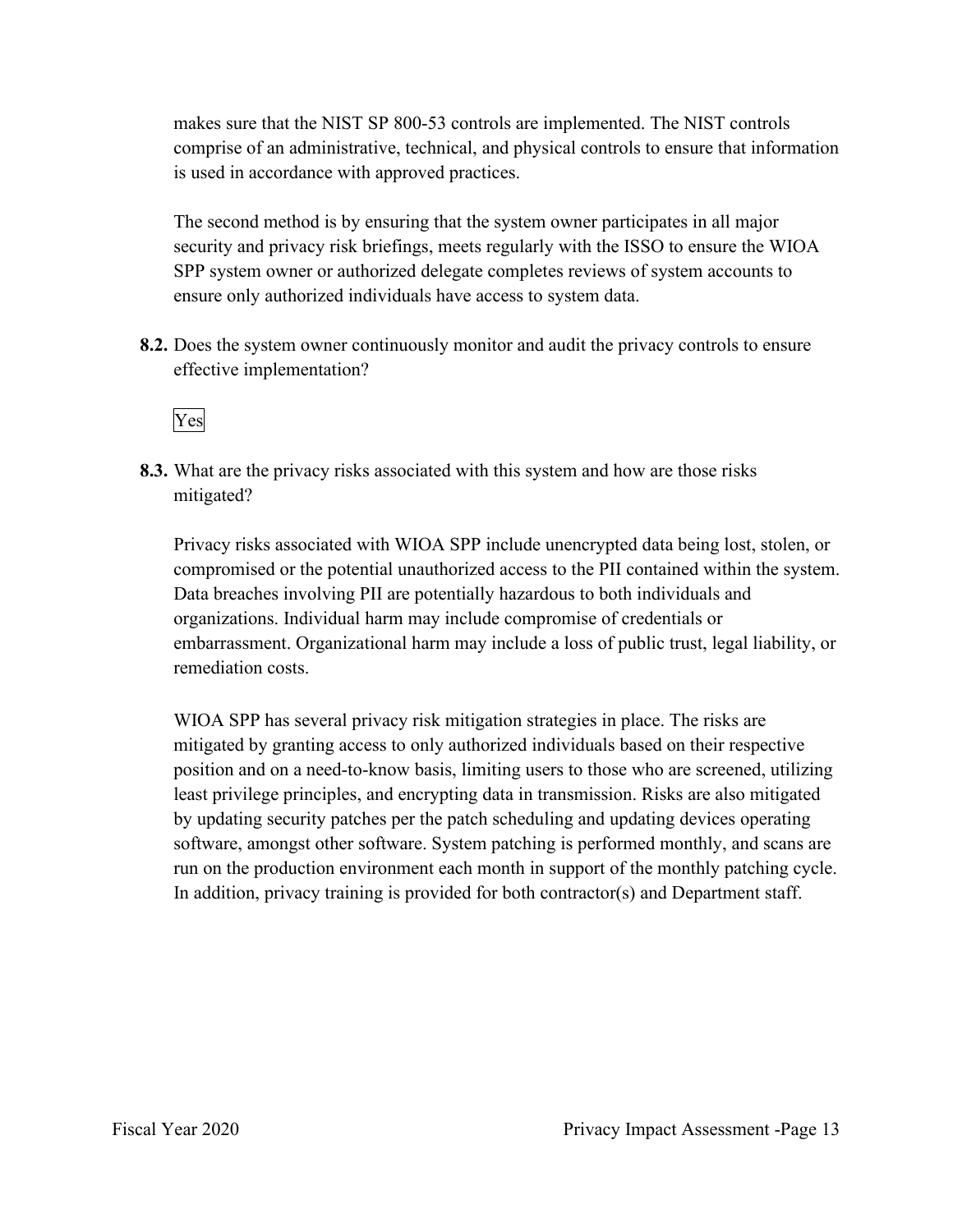makes sure that the NIST SP 800-53 controls are implemented. The NIST controls comprise of an administrative, technical, and physical controls to ensure that information is used in accordance with approved practices.

The second method is by ensuring that the system owner participates in all major security and privacy risk briefings, meets regularly with the ISSO to ensure the WIOA SPP system owner or authorized delegate completes reviews of system accounts to ensure only authorized individuals have access to system data.

**8.2.** Does the system owner continuously monitor and audit the privacy controls to ensure effective implementation?

Yes

**8.3.** What are the privacy risks associated with this system and how are those risks mitigated?

Privacy risks associated with WIOA SPP include unencrypted data being lost, stolen, or compromised or the potential unauthorized access to the PII contained within the system. Data breaches involving PII are potentially hazardous to both individuals and organizations. Individual harm may include compromise of credentials or embarrassment. Organizational harm may include a loss of public trust, legal liability, or remediation costs.

WIOA SPP has several privacy risk mitigation strategies in place. The risks are mitigated by granting access to only authorized individuals based on their respective position and on a need-to-know basis, limiting users to those who are screened, utilizing least privilege principles, and encrypting data in transmission. Risks are also mitigated by updating security patches per the patch scheduling and updating devices operating software, amongst other software. System patching is performed monthly, and scans are run on the production environment each month in support of the monthly patching cycle. In addition, privacy training is provided for both contractor(s) and Department staff.